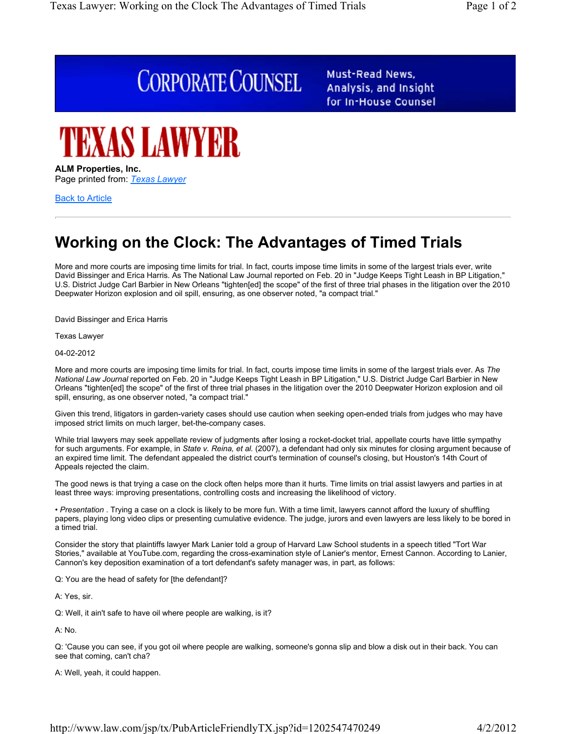CORPORATE COUNSEL — Must-Read News, Analysis, and Insight for In-House Counsel

TEXAS LAWYER

**ALM Properties, Inc.**
Page printed from: *Texas Lawyer*

Back to Article

# Working on the Clock: The Advantages of Timed Trials

More and more courts are imposing time limits for trial. In fact, courts impose time limits in some of the largest trials ever, write David Bissinger and Erica Harris. As The National Law Journal reported on Feb. 20 in "Judge Keeps Tight Leash in BP Litigation," U.S. District Judge Carl Barbier in New Orleans "tighten[ed] the scope" of the first of three trial phases in the litigation over the 2010 Deepwater Horizon explosion and oil spill, ensuring, as one observer noted, "a compact trial."

David Bissinger and Erica Harris

Texas Lawyer

04-02-2012

More and more courts are imposing time limits for trial. In fact, courts impose time limits in some of the largest trials ever. As *The National Law Journal* reported on Feb. 20 in "Judge Keeps Tight Leash in BP Litigation," U.S. District Judge Carl Barbier in New Orleans "tighten[ed] the scope" of the first of three trial phases in the litigation over the 2010 Deepwater Horizon explosion and oil spill, ensuring, as one observer noted, "a compact trial."

Given this trend, litigators in garden-variety cases should use caution when seeking open-ended trials from judges who may have imposed strict limits on much larger, bet-the-company cases.

While trial lawyers may seek appellate review of judgments after losing a rocket-docket trial, appellate courts have little sympathy for such arguments. For example, in *State v. Reina, et al.* (2007), a defendant had only six minutes for closing argument because of an expired time limit. The defendant appealed the district court's termination of counsel's closing, but Houston's 14th Court of Appeals rejected the claim.

The good news is that trying a case on the clock often helps more than it hurts. Time limits on trial assist lawyers and parties in at least three ways: improving presentations, controlling costs and increasing the likelihood of victory.

• *Presentation* . Trying a case on a clock is likely to be more fun. With a time limit, lawyers cannot afford the luxury of shuffling papers, playing long video clips or presenting cumulative evidence. The judge, jurors and even lawyers are less likely to be bored in a timed trial.

Consider the story that plaintiffs lawyer Mark Lanier told a group of Harvard Law School students in a speech titled "Tort War Stories," available at YouTube.com, regarding the cross-examination style of Lanier's mentor, Ernest Cannon. According to Lanier, Cannon's key deposition examination of a tort defendant's safety manager was, in part, as follows:

Q: You are the head of safety for [the defendant]?

A: Yes, sir.

Q: Well, it ain't safe to have oil where people are walking, is it?

A: No.

Q: 'Cause you can see, if you got oil where people are walking, someone's gonna slip and blow a disk out in their back. You can see that coming, can't cha?

A: Well, yeah, it could happen.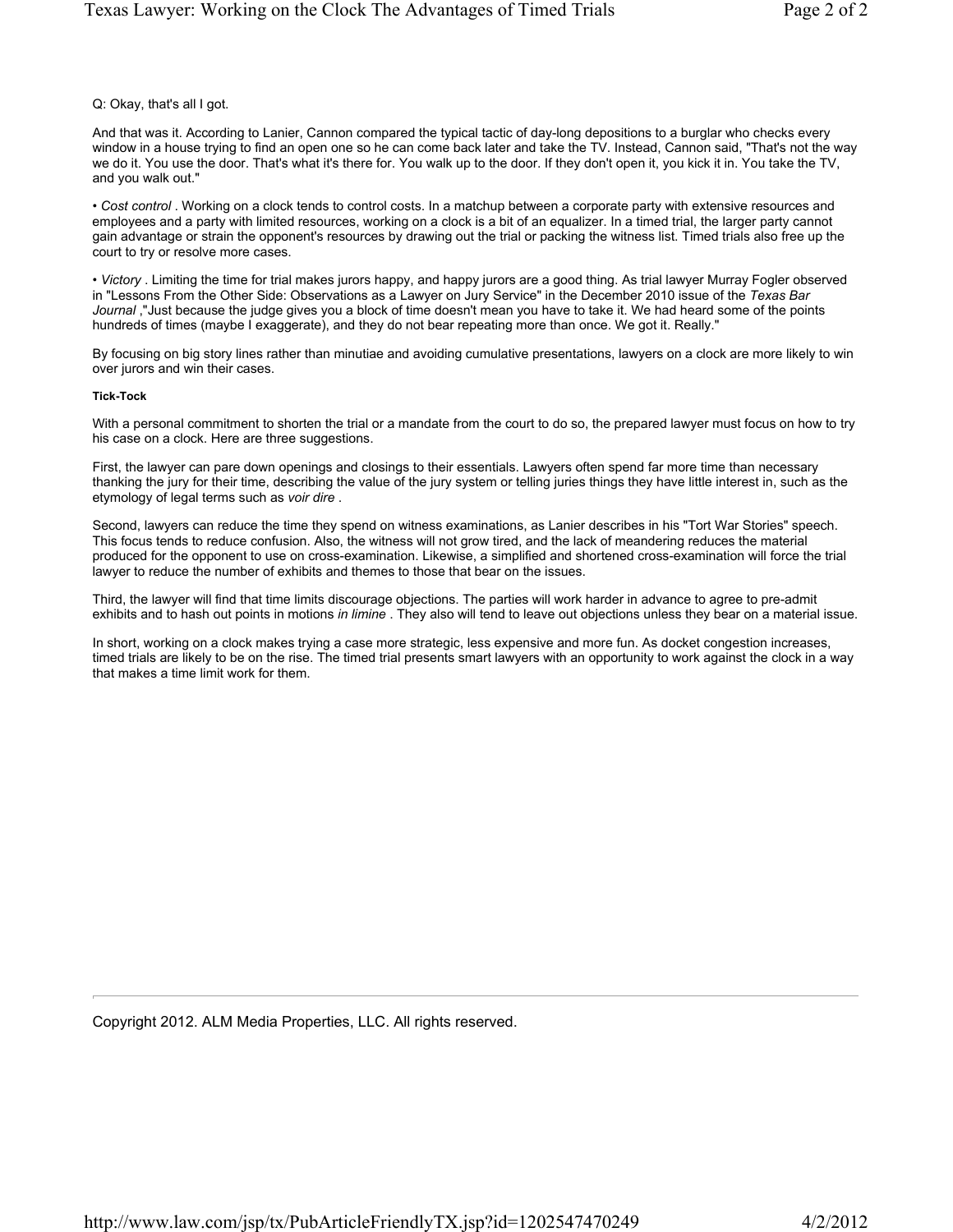Q: Okay, that's all I got.

And that was it. According to Lanier, Cannon compared the typical tactic of day-long depositions to a burglar who checks every window in a house trying to find an open one so he can come back later and take the TV. Instead, Cannon said, "That's not the way we do it. You use the door. That's what it's there for. You walk up to the door. If they don't open it, you kick it in. You take the TV, and you walk out."

• *Cost control* . Working on a clock tends to control costs. In a matchup between a corporate party with extensive resources and employees and a party with limited resources, working on a clock is a bit of an equalizer. In a timed trial, the larger party cannot gain advantage or strain the opponent's resources by drawing out the trial or packing the witness list. Timed trials also free up the court to try or resolve more cases.

• *Victory* . Limiting the time for trial makes jurors happy, and happy jurors are a good thing. As trial lawyer Murray Fogler observed in "Lessons From the Other Side: Observations as a Lawyer on Jury Service" in the December 2010 issue of the *Texas Bar Journal* ,"Just because the judge gives you a block of time doesn't mean you have to take it. We had heard some of the points hundreds of times (maybe I exaggerate), and they do not bear repeating more than once. We got it. Really."

By focusing on big story lines rather than minutiae and avoiding cumulative presentations, lawyers on a clock are more likely to win over jurors and win their cases.

#### Tick-Tock

With a personal commitment to shorten the trial or a mandate from the court to do so, the prepared lawyer must focus on how to try his case on a clock. Here are three suggestions.

First, the lawyer can pare down openings and closings to their essentials. Lawyers often spend far more time than necessary thanking the jury for their time, describing the value of the jury system or telling juries things they have little interest in, such as the etymology of legal terms such as *voir dire* .

Second, lawyers can reduce the time they spend on witness examinations, as Lanier describes in his "Tort War Stories" speech. This focus tends to reduce confusion. Also, the witness will not grow tired, and the lack of meandering reduces the material produced for the opponent to use on cross-examination. Likewise, a simplified and shortened cross-examination will force the trial lawyer to reduce the number of exhibits and themes to those that bear on the issues.

Third, the lawyer will find that time limits discourage objections. The parties will work harder in advance to agree to pre-admit exhibits and to hash out points in motions *in limine* . They also will tend to leave out objections unless they bear on a material issue.

In short, working on a clock makes trying a case more strategic, less expensive and more fun. As docket congestion increases, timed trials are likely to be on the rise. The timed trial presents smart lawyers with an opportunity to work against the clock in a way that makes a time limit work for them.

---

Copyright 2012. ALM Media Properties, LLC. All rights reserved.